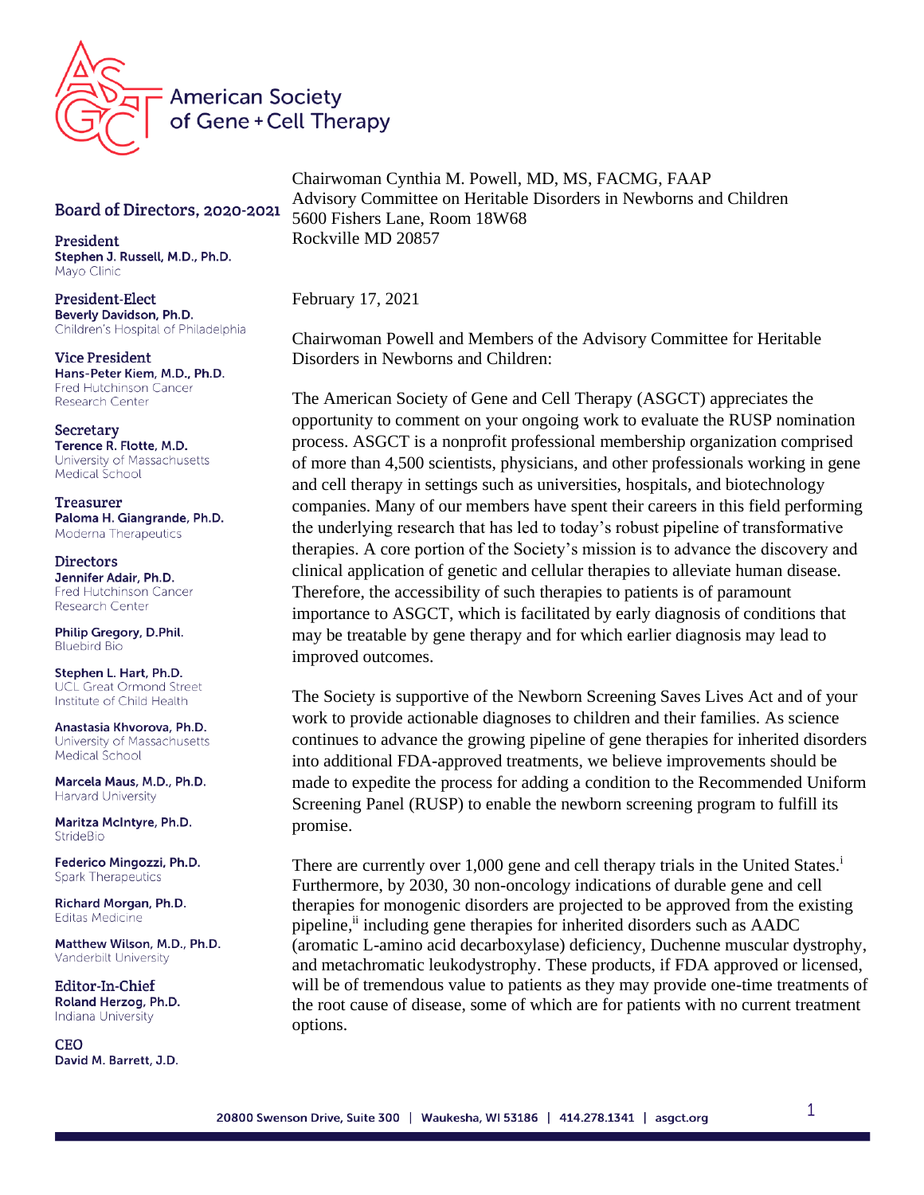American Society of Gene + Cell Therapy

**Board of Directors, 2020-2021**

President
**Stephen J. Russell, M.D., Ph.D.**
Mayo Clinic

President-Elect
**Beverly Davidson, Ph.D.**
Children's Hospital of Philadelphia

Vice President
**Hans-Peter Kiem, M.D., Ph.D.**
Fred Hutchinson Cancer Research Center

Secretary
**Terence R. Flotte, M.D.**
University of Massachusetts Medical School

Treasurer
**Paloma H. Giangrande, Ph.D.**
Moderna Therapeutics

Directors
**Jennifer Adair, Ph.D.**
Fred Hutchinson Cancer Research Center

**Philip Gregory, D.Phil.**
Bluebird Bio

**Stephen L. Hart, Ph.D.**
UCL Great Ormond Street Institute of Child Health

**Anastasia Khvorova, Ph.D.**
University of Massachusetts Medical School

**Marcela Maus, M.D., Ph.D.**
Harvard University

**Maritza McIntyre, Ph.D.**
StrideBio

**Federico Mingozzi, Ph.D.**
Spark Therapeutics

**Richard Morgan, Ph.D.**
Editas Medicine

**Matthew Wilson, M.D., Ph.D.**
Vanderbilt University

Editor-In-Chief
**Roland Herzog, Ph.D.**
Indiana University

CEO
**David M. Barrett, J.D.**

Chairwoman Cynthia M. Powell, MD, MS, FACMG, FAAP
Advisory Committee on Heritable Disorders in Newborns and Children
5600 Fishers Lane, Room 18W68
Rockville MD 20857

February 17, 2021

Chairwoman Powell and Members of the Advisory Committee for Heritable Disorders in Newborns and Children:

The American Society of Gene and Cell Therapy (ASGCT) appreciates the opportunity to comment on your ongoing work to evaluate the RUSP nomination process. ASGCT is a nonprofit professional membership organization comprised of more than 4,500 scientists, physicians, and other professionals working in gene and cell therapy in settings such as universities, hospitals, and biotechnology companies. Many of our members have spent their careers in this field performing the underlying research that has led to today's robust pipeline of transformative therapies. A core portion of the Society's mission is to advance the discovery and clinical application of genetic and cellular therapies to alleviate human disease. Therefore, the accessibility of such therapies to patients is of paramount importance to ASGCT, which is facilitated by early diagnosis of conditions that may be treatable by gene therapy and for which earlier diagnosis may lead to improved outcomes.

The Society is supportive of the Newborn Screening Saves Lives Act and of your work to provide actionable diagnoses to children and their families. As science continues to advance the growing pipeline of gene therapies for inherited disorders into additional FDA-approved treatments, we believe improvements should be made to expedite the process for adding a condition to the Recommended Uniform Screening Panel (RUSP) to enable the newborn screening program to fulfill its promise.

There are currently over 1,000 gene and cell therapy trials in the United States.[i] Furthermore, by 2030, 30 non-oncology indications of durable gene and cell therapies for monogenic disorders are projected to be approved from the existing pipeline,[ii] including gene therapies for inherited disorders such as AADC (aromatic L-amino acid decarboxylase) deficiency, Duchenne muscular dystrophy, and metachromatic leukodystrophy. These products, if FDA approved or licensed, will be of tremendous value to patients as they may provide one-time treatments of the root cause of disease, some of which are for patients with no current treatment options.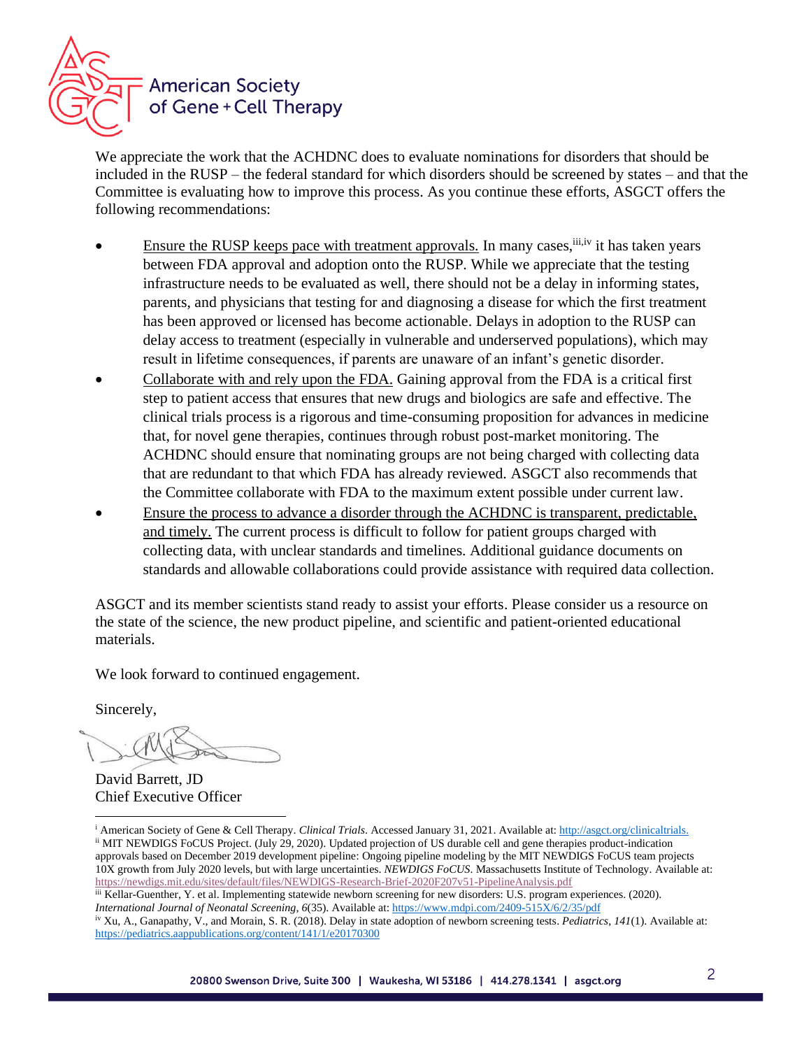We appreciate the work that the ACHDNC does to evaluate nominations for disorders that should be included in the RUSP – the federal standard for which disorders should be screened by states – and that the Committee is evaluating how to improve this process. As you continue these efforts, ASGCT offers the following recommendations:

- Ensure the RUSP keeps pace with treatment approvals. In many cases,[iii,iv] it has taken years between FDA approval and adoption onto the RUSP. While we appreciate that the testing infrastructure needs to be evaluated as well, there should not be a delay in informing states, parents, and physicians that testing for and diagnosing a disease for which the first treatment has been approved or licensed has become actionable. Delays in adoption to the RUSP can delay access to treatment (especially in vulnerable and underserved populations), which may result in lifetime consequences, if parents are unaware of an infant's genetic disorder.
- Collaborate with and rely upon the FDA. Gaining approval from the FDA is a critical first step to patient access that ensures that new drugs and biologics are safe and effective. The clinical trials process is a rigorous and time-consuming proposition for advances in medicine that, for novel gene therapies, continues through robust post-market monitoring. The ACHDNC should ensure that nominating groups are not being charged with collecting data that are redundant to that which FDA has already reviewed. ASGCT also recommends that the Committee collaborate with FDA to the maximum extent possible under current law.
- Ensure the process to advance a disorder through the ACHDNC is transparent, predictable, and timely. The current process is difficult to follow for patient groups charged with collecting data, with unclear standards and timelines. Additional guidance documents on standards and allowable collaborations could provide assistance with required data collection.

ASGCT and its member scientists stand ready to assist your efforts. Please consider us a resource on the state of the science, the new product pipeline, and scientific and patient-oriented educational materials.

We look forward to continued engagement.

Sincerely,

David Barrett, JD
Chief Executive Officer

---

[i] American Society of Gene & Cell Therapy. *Clinical Trials.* Accessed January 31, 2021. Available at: http://asgct.org/clinicaltrials.

[ii] MIT NEWDIGS FoCUS Project. (July 29, 2020). Updated projection of US durable cell and gene therapies product-indication approvals based on December 2019 development pipeline: Ongoing pipeline modeling by the MIT NEWDIGS FoCUS team projects 10X growth from July 2020 levels, but with large uncertainties. *NEWDIGS FoCUS.* Massachusetts Institute of Technology. Available at: https://newdigs.mit.edu/sites/default/files/NEWDIGS-Research-Brief-2020F207v51-PipelineAnalysis.pdf

[iii] Kellar-Guenther, Y. et al. Implementing statewide newborn screening for new disorders: U.S. program experiences. (2020). *International Journal of Neonatal Screening, 6*(35). Available at: https://www.mdpi.com/2409-515X/6/2/35/pdf

[iv] Xu, A., Ganapathy, V., and Morain, S. R. (2018). Delay in state adoption of newborn screening tests. *Pediatrics*, *141*(1). Available at: https://pediatrics.aappublications.org/content/141/1/e20170300

20800 Swenson Drive, Suite 300 | Waukesha, WI 53186 | 414.278.1341 | asgct.org